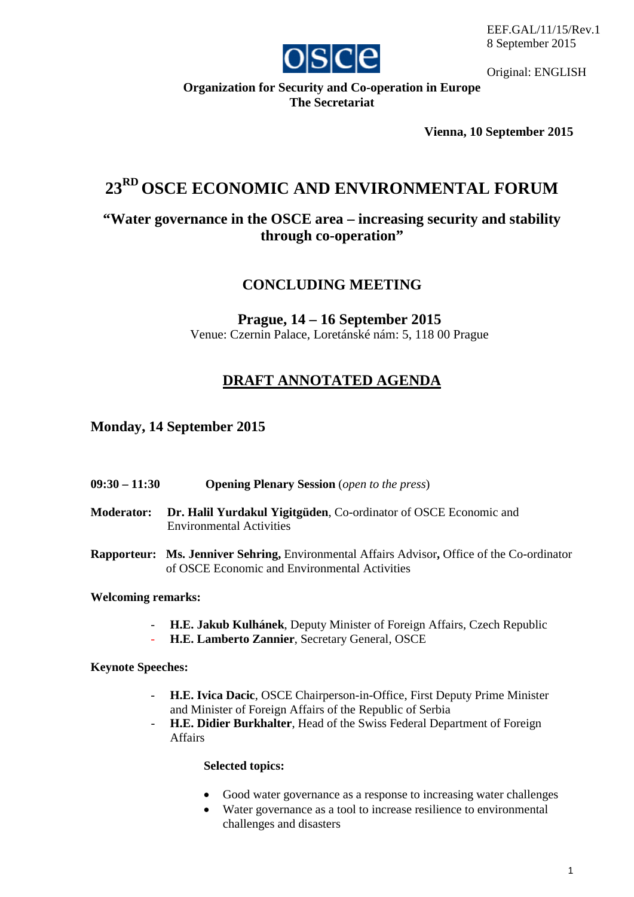EEF.GAL/11/15/Rev.1
8 September 2015

Original: ENGLISH

**Organization for Security and Co-operation in Europe**
**The Secretariat**

**Vienna, 10 September 2015**

# 23RD OSCE ECONOMIC AND ENVIRONMENTAL FORUM

## "Water governance in the OSCE area – increasing security and stability through co-operation"

## CONCLUDING MEETING

### Prague, 14 – 16 September 2015

Venue: Czernin Palace, Loretánské nám: 5, 118 00 Prague

## DRAFT ANNOTATED AGENDA

### Monday, 14 September 2015

**09:30 – 11:30** **Opening Plenary Session** (*open to the press*)

**Moderator:** **Dr. Halil Yurdakul Yigitgüden**, Co-ordinator of OSCE Economic and Environmental Activities

**Rapporteur:** **Ms. Jenniver Sehring,** Environmental Affairs Advisor**,** Office of the Co-ordinator of OSCE Economic and Environmental Activities

**Welcoming remarks:**

- **H.E. Jakub Kulhánek**, Deputy Minister of Foreign Affairs, Czech Republic
- **H.E. Lamberto Zannier**, Secretary General, OSCE

**Keynote Speeches:**

- **H.E. Ivica Dacic**, OSCE Chairperson-in-Office, First Deputy Prime Minister and Minister of Foreign Affairs of the Republic of Serbia
- **H.E. Didier Burkhalter**, Head of the Swiss Federal Department of Foreign Affairs

**Selected topics:**

- Good water governance as a response to increasing water challenges
- Water governance as a tool to increase resilience to environmental challenges and disasters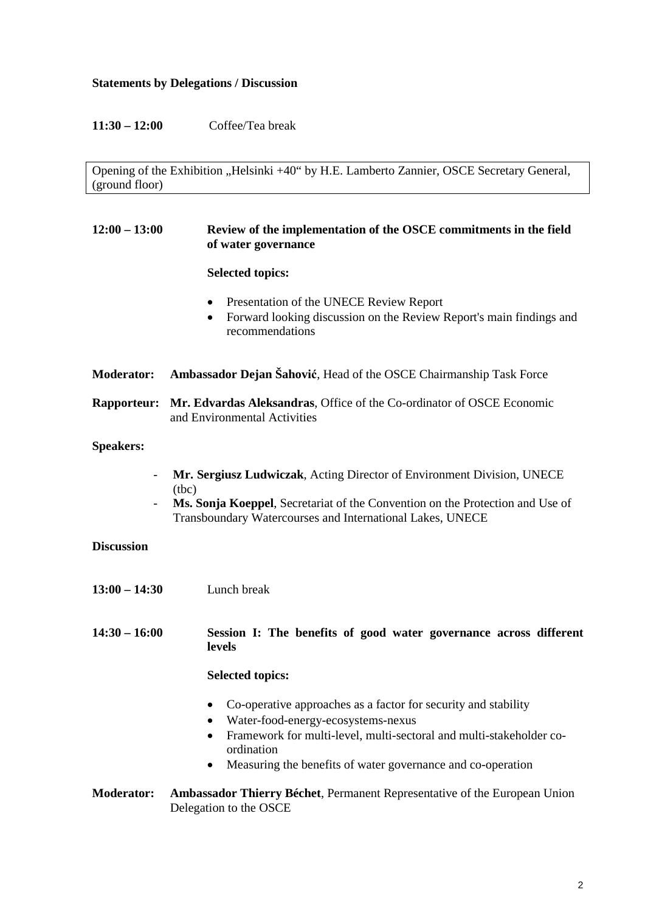**Statements by Delegations / Discussion**

**11:30 – 12:00** Coffee/Tea break

Opening of the Exhibition „Helsinki +40“ by H.E. Lamberto Zannier, OSCE Secretary General, (ground floor)

**12:00 – 13:00** **Review of the implementation of the OSCE commitments in the field of water governance**

**Selected topics:**

- Presentation of the UNECE Review Report
- Forward looking discussion on the Review Report's main findings and recommendations

**Moderator:** **Ambassador Dejan Šahović**, Head of the OSCE Chairmanship Task Force

**Rapporteur:** **Mr. Edvardas Aleksandras**, Office of the Co-ordinator of OSCE Economic and Environmental Activities

**Speakers:**

- **Mr. Sergiusz Ludwiczak**, Acting Director of Environment Division, UNECE (tbc)
- **Ms. Sonja Koeppel**, Secretariat of the Convention on the Protection and Use of Transboundary Watercourses and International Lakes, UNECE

**Discussion**

**13:00 – 14:30** Lunch break

**14:30 – 16:00** **Session I: The benefits of good water governance across different levels**

**Selected topics:**

- Co-operative approaches as a factor for security and stability
- Water-food-energy-ecosystems-nexus
- Framework for multi-level, multi-sectoral and multi-stakeholder co-ordination
- Measuring the benefits of water governance and co-operation

**Moderator:** **Ambassador Thierry Béchet**, Permanent Representative of the European Union Delegation to the OSCE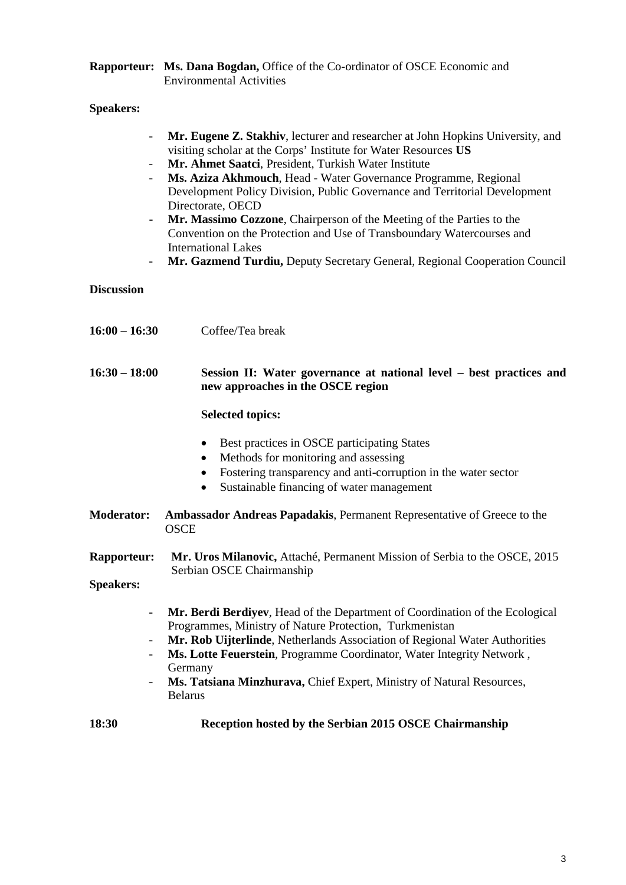**Rapporteur:** **Ms. Dana Bogdan,** Office of the Co-ordinator of OSCE Economic and Environmental Activities

**Speakers:**

- **Mr. Eugene Z. Stakhiv**, lecturer and researcher at John Hopkins University, and visiting scholar at the Corps' Institute for Water Resources **US**
- **Mr. Ahmet Saatci**, President, Turkish Water Institute
- **Ms. Aziza Akhmouch**, Head - Water Governance Programme, Regional Development Policy Division, Public Governance and Territorial Development Directorate, OECD
- **Mr. Massimo Cozzone**, Chairperson of the Meeting of the Parties to the Convention on the Protection and Use of Transboundary Watercourses and International Lakes
- **Mr. Gazmend Turdiu,** Deputy Secretary General, Regional Cooperation Council

**Discussion**

**16:00 – 16:30** Coffee/Tea break

**16:30 – 18:00** **Session II: Water governance at national level – best practices and new approaches in the OSCE region**

**Selected topics:**

- Best practices in OSCE participating States
- Methods for monitoring and assessing
- Fostering transparency and anti-corruption in the water sector
- Sustainable financing of water management

**Moderator:** **Ambassador Andreas Papadakis**, Permanent Representative of Greece to the OSCE

**Rapporteur:** **Mr. Uros Milanovic,** Attaché, Permanent Mission of Serbia to the OSCE, 2015 Serbian OSCE Chairmanship

**Speakers:**

- **Mr. Berdi Berdiyev**, Head of the Department of Coordination of the Ecological Programmes, Ministry of Nature Protection, Turkmenistan
- **Mr. Rob Uijterlinde**, Netherlands Association of Regional Water Authorities
- **Ms. Lotte Feuerstein**, Programme Coordinator, Water Integrity Network , Germany
- **Ms. Tatsiana Minzhurava,** Chief Expert, Ministry of Natural Resources, Belarus

**18:30** **Reception hosted by the Serbian 2015 OSCE Chairmanship**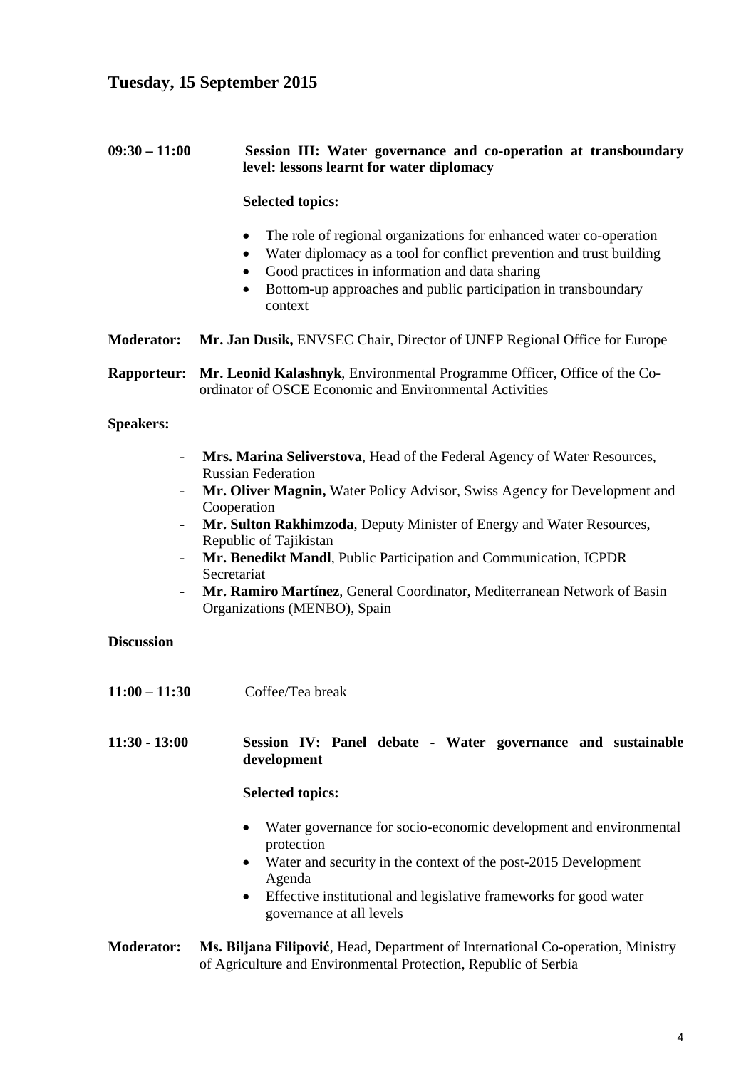## Tuesday, 15 September 2015

**09:30 – 11:00** **Session III: Water governance and co-operation at transboundary level: lessons learnt for water diplomacy**

**Selected topics:**

- The role of regional organizations for enhanced water co-operation
- Water diplomacy as a tool for conflict prevention and trust building
- Good practices in information and data sharing
- Bottom-up approaches and public participation in transboundary context

**Moderator:** **Mr. Jan Dusik,** ENVSEC Chair, Director of UNEP Regional Office for Europe

**Rapporteur:** **Mr. Leonid Kalashnyk**, Environmental Programme Officer, Office of the Co-ordinator of OSCE Economic and Environmental Activities

**Speakers:**

- **Mrs. Marina Seliverstova**, Head of the Federal Agency of Water Resources, Russian Federation
- **Mr. Oliver Magnin,** Water Policy Advisor, Swiss Agency for Development and Cooperation
- **Mr. Sulton Rakhimzoda**, Deputy Minister of Energy and Water Resources, Republic of Tajikistan
- **Mr. Benedikt Mandl**, Public Participation and Communication, ICPDR Secretariat
- **Mr. Ramiro Martínez**, General Coordinator, Mediterranean Network of Basin Organizations (MENBO), Spain

**Discussion**

**11:00 – 11:30** Coffee/Tea break

**11:30 - 13:00** **Session IV: Panel debate - Water governance and sustainable development**

**Selected topics:**

- Water governance for socio-economic development and environmental protection
- Water and security in the context of the post-2015 Development Agenda
- Effective institutional and legislative frameworks for good water governance at all levels

**Moderator:** **Ms. Biljana Filipović**, Head, Department of International Co-operation, Ministry of Agriculture and Environmental Protection, Republic of Serbia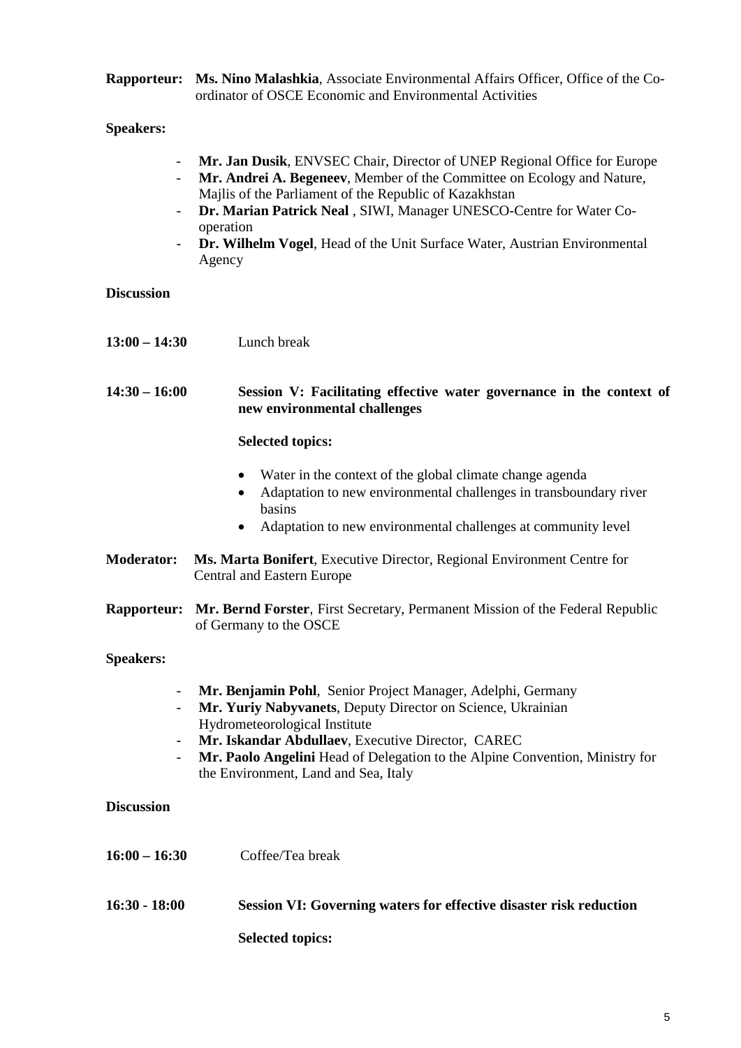**Rapporteur:** **Ms. Nino Malashkia**, Associate Environmental Affairs Officer, Office of the Co-ordinator of OSCE Economic and Environmental Activities

**Speakers:**

- **Mr. Jan Dusik**, ENVSEC Chair, Director of UNEP Regional Office for Europe
- **Mr. Andrei A. Begeneev**, Member of the Committee on Ecology and Nature, Majlis of the Parliament of the Republic of Kazakhstan
- **Dr. Marian Patrick Neal** , SIWI, Manager UNESCO-Centre for Water Co-operation
- **Dr. Wilhelm Vogel**, Head of the Unit Surface Water, Austrian Environmental Agency

**Discussion**

**13:00 – 14:30** Lunch break

**14:30 – 16:00** **Session V: Facilitating effective water governance in the context of new environmental challenges**

**Selected topics:**

- Water in the context of the global climate change agenda
- Adaptation to new environmental challenges in transboundary river basins
- Adaptation to new environmental challenges at community level

**Moderator:** **Ms. Marta Bonifert**, Executive Director, Regional Environment Centre for Central and Eastern Europe

**Rapporteur:** **Mr. Bernd Forster**, First Secretary, Permanent Mission of the Federal Republic of Germany to the OSCE

**Speakers:**

- **Mr. Benjamin Pohl**, Senior Project Manager, Adelphi, Germany
- **Mr. Yuriy Nabyvanets**, Deputy Director on Science, Ukrainian Hydrometeorological Institute
- **Mr. Iskandar Abdullaev**, Executive Director, CAREC
- **Mr. Paolo Angelini** Head of Delegation to the Alpine Convention, Ministry for the Environment, Land and Sea, Italy

**Discussion**

**16:00 – 16:30** Coffee/Tea break

**16:30 - 18:00** **Session VI: Governing waters for effective disaster risk reduction**

**Selected topics:**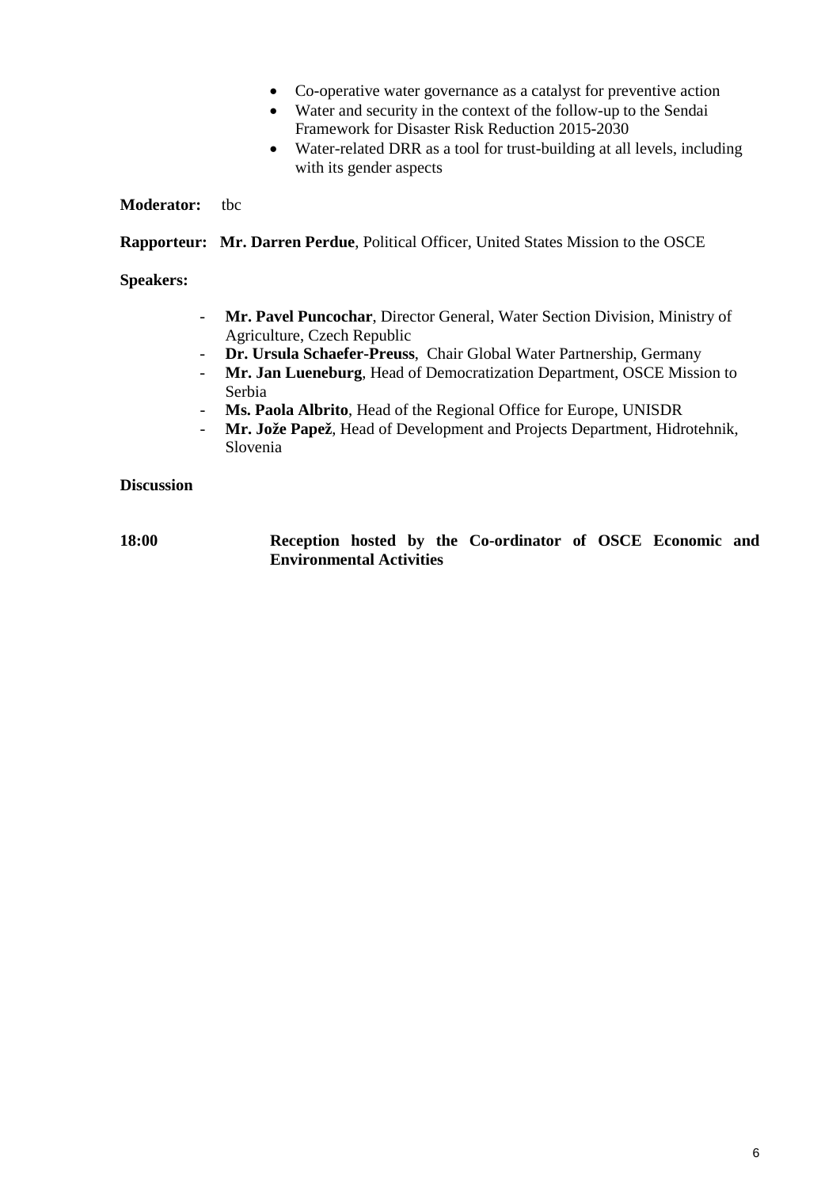- Co-operative water governance as a catalyst for preventive action
- Water and security in the context of the follow-up to the Sendai Framework for Disaster Risk Reduction 2015-2030
- Water-related DRR as a tool for trust-building at all levels, including with its gender aspects

**Moderator:** tbc

**Rapporteur:** **Mr. Darren Perdue**, Political Officer, United States Mission to the OSCE

**Speakers:**

- **Mr. Pavel Puncochar**, Director General, Water Section Division, Ministry of Agriculture, Czech Republic
- **Dr. Ursula Schaefer-Preuss**, Chair Global Water Partnership, Germany
- **Mr. Jan Lueneburg**, Head of Democratization Department, OSCE Mission to Serbia
- **Ms. Paola Albrito**, Head of the Regional Office for Europe, UNISDR
- **Mr. Jože Papež**, Head of Development and Projects Department, Hidrotehnik, Slovenia

**Discussion**

**18:00** **Reception hosted by the Co-ordinator of OSCE Economic and Environmental Activities**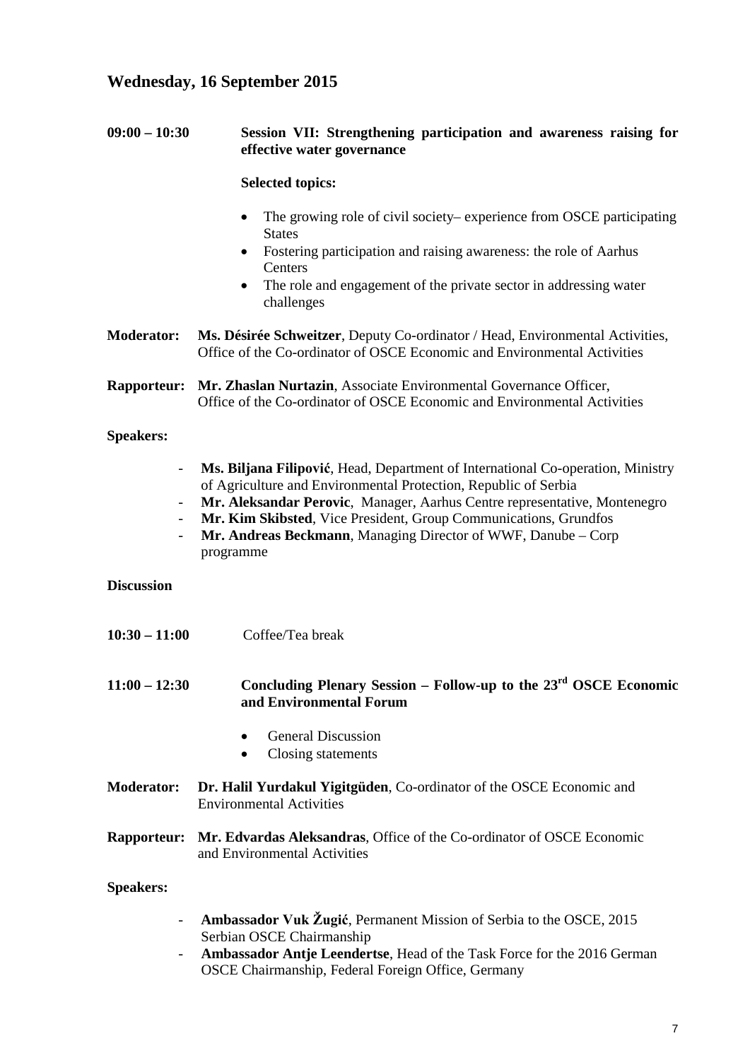## Wednesday, 16 September 2015

**09:00 – 10:30** **Session VII: Strengthening participation and awareness raising for effective water governance**

**Selected topics:**

- The growing role of civil society– experience from OSCE participating States
- Fostering participation and raising awareness: the role of Aarhus Centers
- The role and engagement of the private sector in addressing water challenges

**Moderator:** **Ms. Désirée Schweitzer**, Deputy Co-ordinator / Head, Environmental Activities, Office of the Co-ordinator of OSCE Economic and Environmental Activities

**Rapporteur:** **Mr. Zhaslan Nurtazin**, Associate Environmental Governance Officer, Office of the Co-ordinator of OSCE Economic and Environmental Activities

**Speakers:**

- **Ms. Biljana Filipović**, Head, Department of International Co-operation, Ministry of Agriculture and Environmental Protection, Republic of Serbia
- **Mr. Aleksandar Perovic**, Manager, Aarhus Centre representative, Montenegro
- **Mr. Kim Skibsted**, Vice President, Group Communications, Grundfos
- **Mr. Andreas Beckmann**, Managing Director of WWF, Danube – Corp programme

**Discussion**

**10:30 – 11:00** Coffee/Tea break

**11:00 – 12:30** **Concluding Plenary Session – Follow-up to the 23rd OSCE Economic and Environmental Forum**

- General Discussion
- Closing statements

**Moderator:** **Dr. Halil Yurdakul Yigitgüden**, Co-ordinator of the OSCE Economic and Environmental Activities

**Rapporteur:** **Mr. Edvardas Aleksandras**, Office of the Co-ordinator of OSCE Economic and Environmental Activities

**Speakers:**

- **Ambassador Vuk Žugić**, Permanent Mission of Serbia to the OSCE, 2015 Serbian OSCE Chairmanship
- **Ambassador Antje Leendertse**, Head of the Task Force for the 2016 German OSCE Chairmanship, Federal Foreign Office, Germany